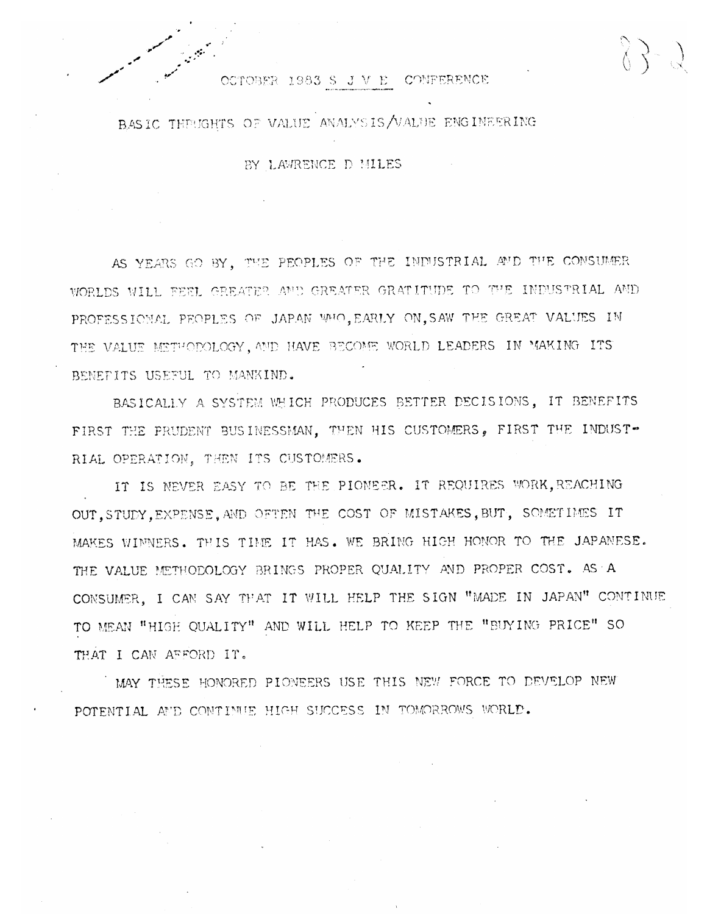OCTOBER 1983 S J V E CONFERENCE

# BASIC THOUGHTS OF VALUE ANALYSIS/VALUE ENGINEERING

BY LAWRENCE D MILES

AS YEARS GO BY, THE PEOPLES OF THE INDUSTRIAL AND THE CONSUMER WORLDS WILL FEEL GREATER AND GREATER GRATITUDE TO THE INDUSTRIAL AND PROFESSIONAL PEOPLES OF JAPAN WHO, EARLY ON, SAW THE GREAT VALUES IN THE VALUE METHODOLOGY, AND HAVE BECOME WORLD LEADERS IN MAKING ITS BENEFITS USEFUL TO MANKIND.

BASICALLY A SYSTEM WHICH PRODUCES BETTER DECISIONS, IT BENEFITS FIRST THE PRUDENT BUSINESSMAN, THEN HIS CUSTOMERS, FIRST THE INDUSTRIAL OPERATION, THEN ITS CUSTOMERS.

IT IS NEVER EASY TO BE THE PIONEER. IT REQUIRES WORK, REACHING OUT, STUDY, EXPENSE, AND OFTEN THE COST OF MISTAKES, BUT, SOMETIMES IT MAKES WINNERS. THIS TIME IT HAS. WE BRING HIGH HONOR TO THE JAPANESE. THE VALUE METHODOLOGY BRINGS PROPER QUALITY AND PROPER COST. AS A CONSUMER, I CAN SAY THAT IT WILL HELP THE SIGN "MADE IN JAPAN" CONTINUE TO MEAN "HIGH QUALITY" AND WILL HELP TO KEEP THE "BUYING PRICE" SO THAT I CAN AFFORD IT.

MAY THESE HONORED PIONEERS USE THIS NEW FORCE TO DEVELOP NEW POTENTIAL AND CONTINUE HIGH SUCCESS IN TOMORROWS WORLD.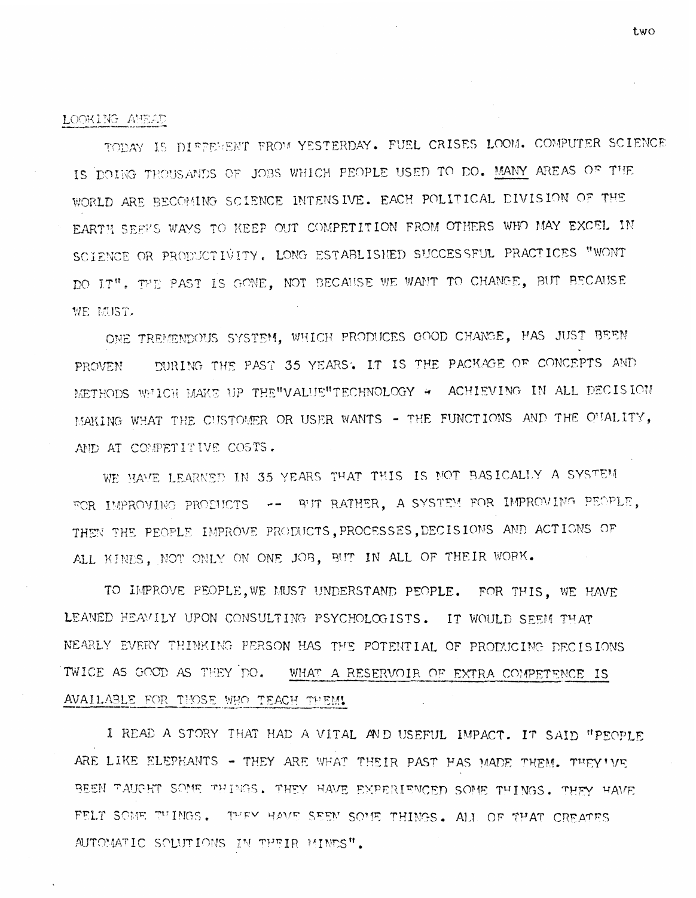LOOKING AHEAD

TODAY IS DIFFERENT FROM YESTERDAY. FUEL CRISES LOOM. COMPUTER SCIENCE IS DOING THOUSANDS OF JOBS WHICH PEOPLE USED TO DO. MANY AREAS OF THE WORLD ARE BECOMING SCIENCE INTENSIVE. EACH POLITICAL DIVISION OF THE EARTH SEEKS WAYS TO KEEP OUT COMPETITION FROM OTHERS WHO MAY EXCEL IN SCIENCE OR PRODUCTIVITY. LONG ESTABLISHED SUCCESSFUL PRACTICES "WONT DO IT". THE PAST IS GONE, NOT BECAUSE WE WANT TO CHANGE, BUT BECAUSE WE MUST.

ONE TREMENDOUS SYSTEM, WHICH PRODUCES GOOD CHANGE, HAS JUST BEEN PROVEN DURING THE PAST 35 YEARS. IT IS THE PACKAGE OF CONCEPTS AND METHODS WHICH MAKE UP THE"VALUE"TECHNOLOGY - ACHIEVING IN ALL DECISION MAKING WHAT THE CUSTOMER OR USER WANTS - THE FUNCTIONS AND THE QUALITY, AND AT COMPETITIVE COSTS.

WE HAVE LEARNED IN 35 YEARS THAT THIS IS NOT BASICALLY A SYSTEM FOR IMPROVING PRODUCTS -- BUT RATHER, A SYSTEM FOR IMPROVING PEOPLE, THEN THE PEOPLE IMPROVE PRODUCTS,PROCESSES,DECISIONS AND ACTIONS OF ALL KINDS, NOT ONLY ON ONE JOB, BUT IN ALL OF THEIR WORK.

TO IMPROVE PEOPLE,WE MUST UNDERSTAND PEOPLE. FOR THIS, WE HAVE LEANED HEAVILY UPON CONSULTING PSYCHOLOGISTS. IT WOULD SEEM THAT NEARLY EVERY THINKING PERSON HAS THE POTENTIAL OF PRODUCING DECISIONS TWICE AS GOOD AS THEY DO. WHAT A RESERVOIR OF EXTRA COMPETENCE IS AVAILABLE FOR THOSE WHO TEACH THEM!

I READ A STORY THAT HAD A VITAL AND USEFUL IMPACT. IT SAID "PEOPLE ARE LIKE ELEPHANTS - THEY ARE WHAT THEIR PAST HAS MADE THEM. THEY'VE BEEN TAUGHT SOME THINGS. THEY HAVE EXPERIENCED SOME THINGS. THEY HAVE FELT SOME THINGS. THEY HAVE SEEN SOME THINGS. ALL OF THAT CREATES AUTOMATIC SOLUTIONS IN THEIR MINDS".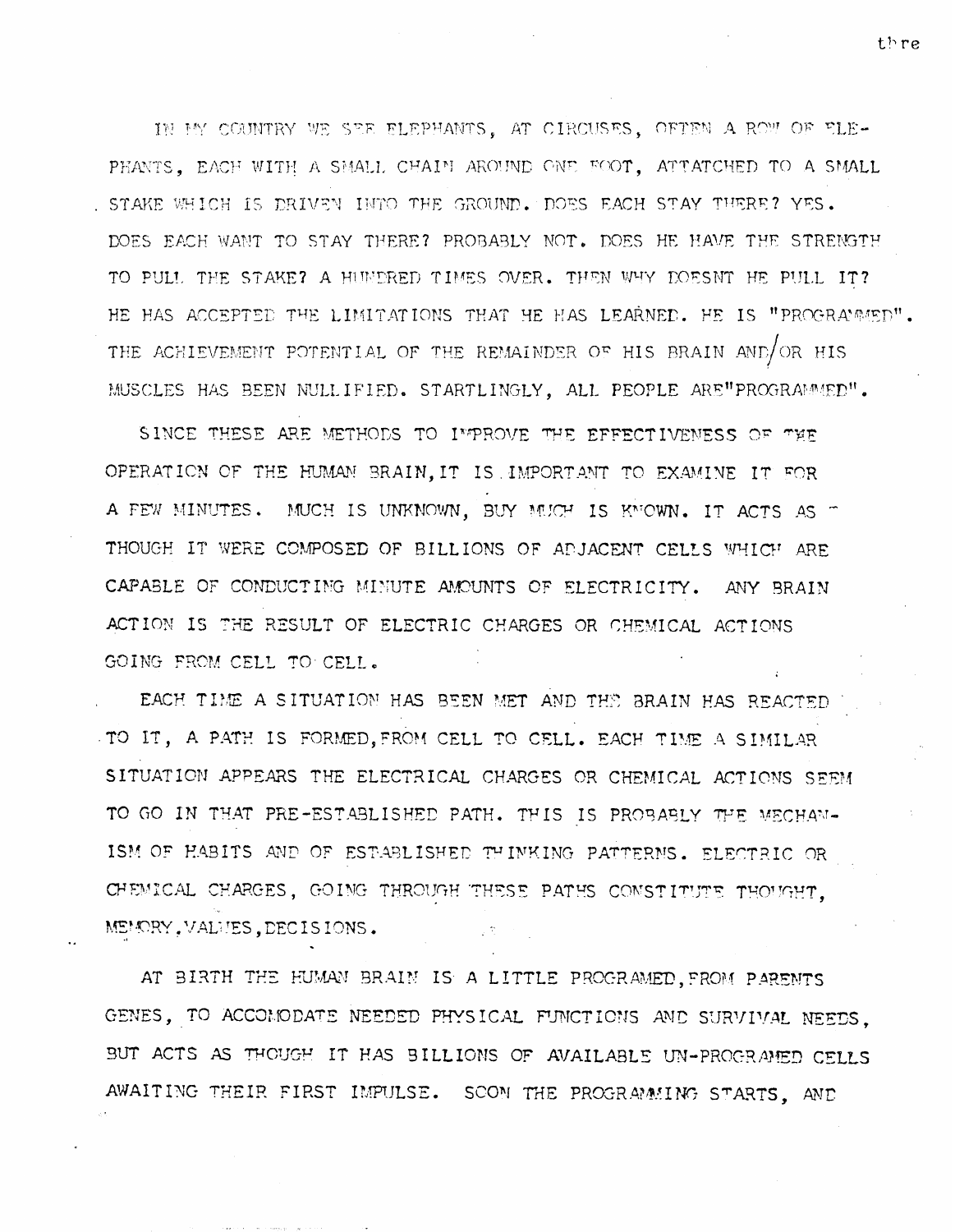IN MY COUNTRY WE SEE ELEPHANTS, AT CIRCUSES, OFTEN A ROW OF ELEPHANTS, EACH WITH A SMALL CHAIN AROUND ONE FOOT, ATTATCHED TO A SMALL STAKE WHICH IS DRIVEN INTO THE GROUND. DOES EACH STAY THERE? YES. DOES EACH WANT TO STAY THERE? PROBABLY NOT. DOES HE HAVE THE STRENGTH TO PULL THE STAKE? A HUNDRED TIMES OVER. THEN WHY DOESNT HE PULL IT? HE HAS ACCEPTED THE LIMITATIONS THAT HE HAS LEARNED. HE IS "PROGRAMMED". THE ACHIEVEMENT POTENTIAL OF THE REMAINDER OF HIS BRAIN AND/OR HIS MUSCLES HAS BEEN NULLIFIED. STARTLINGLY, ALL PEOPLE ARE"PROGRAMMED".

SINCE THESE ARE METHODS TO IMPROVE THE EFFECTIVENESS OF THE OPERATION OF THE HUMAN BRAIN,IT IS IMPORTANT TO EXAMINE IT FOR A FEW MINUTES. MUCH IS UNKNOWN, BUY MUCH IS KNOWN. IT ACTS AS THOUGH IT WERE COMPOSED OF BILLIONS OF ADJACENT CELLS WHICH ARE CAPABLE OF CONDUCTING MINUTE AMOUNTS OF ELECTRICITY. ANY BRAIN ACTION IS THE RESULT OF ELECTRIC CHARGES OR CHEMICAL ACTIONS GOING FROM CELL TO CELL.

EACH TIME A SITUATION HAS BEEN MET AND THE BRAIN HAS REACTED TO IT, A PATH IS FORMED,FROM CELL TO CELL. EACH TIME A SIMILAR SITUATION APPEARS THE ELECTRICAL CHARGES OR CHEMICAL ACTIONS SEEM TO GO IN THAT PRE-ESTABLISHED PATH. THIS IS PROBABLY THE MECHANISM OF HABITS AND OF ESTABLISHED THINKING PATTERNS. ELECTRIC OR CHEMICAL CHARGES, GOING THROUGH THESE PATHS CONSTITUTE THOUGHT, MEMORY,VALUES,DECISIONS.

AT BIRTH THE HUMAN BRAIN IS A LITTLE PROGRAMED,FROM PARENTS GENES, TO ACCOMODATE NEEDED PHYSICAL FUNCTIONS AND SURVIVAL NEEDS, BUT ACTS AS THOUGH IT HAS BILLIONS OF AVAILABLE UN-PROGRAMED CELLS AWAITING THEIR FIRST IMPULSE. SOON THE PROGRAMMING STARTS, AND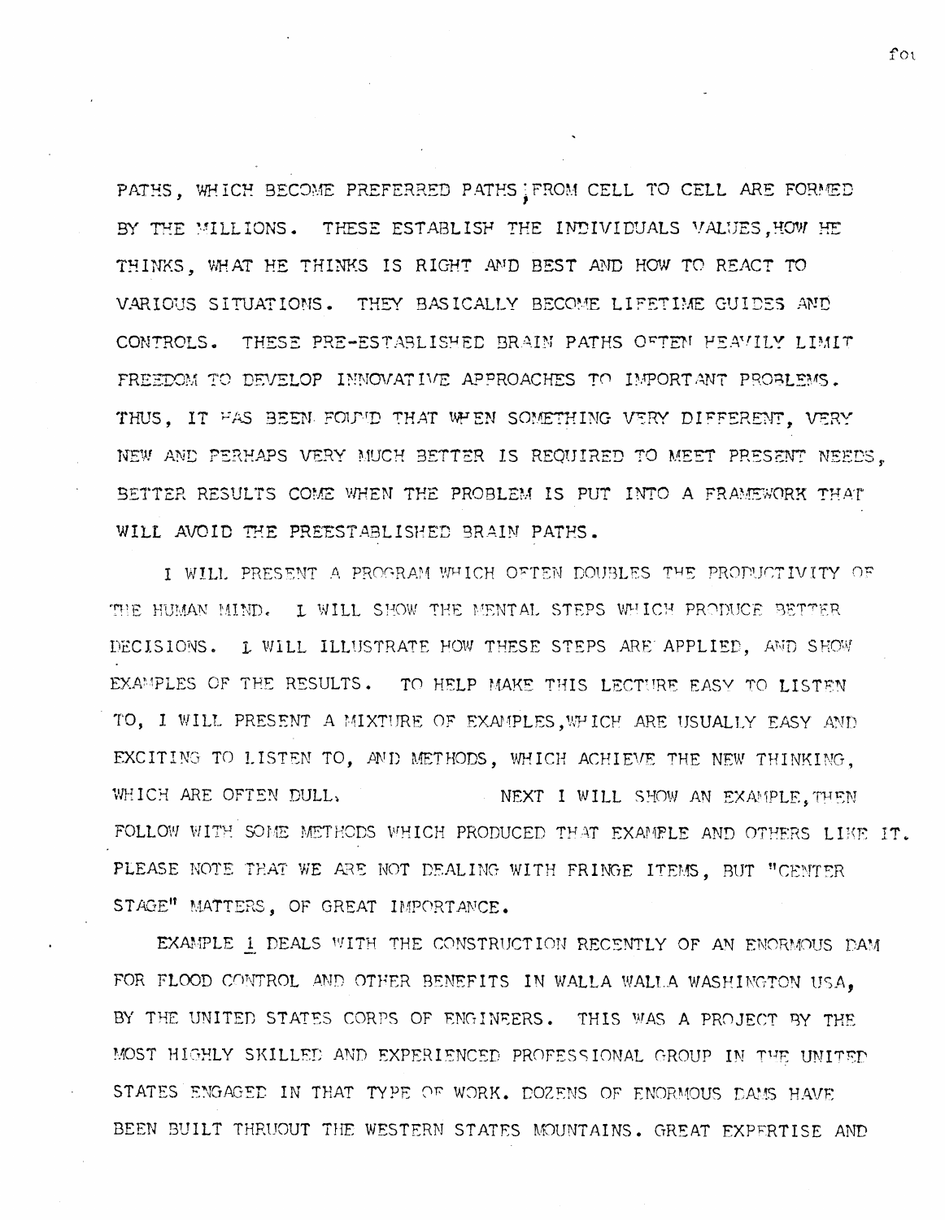PATHS, WHICH BECOME PREFERRED PATHS, FROM CELL TO CELL ARE FORMED BY THE MILLIONS. THESE ESTABLISH THE INDIVIDUALS VALUES, HOW HE THINKS, WHAT HE THINKS IS RIGHT AND BEST AND HOW TO REACT TO VARIOUS SITUATIONS. THEY BASICALLY BECOME LIFETIME GUIDES AND CONTROLS. THESE PRE-ESTABLISHED BRAIN PATHS OFTEN HEAVILY LIMIT FREEDOM TO DEVELOP INNOVATIVE APPROACHES TO IMPORTANT PROBLEMS. THUS, IT HAS BEEN FOUND THAT WHEN SOMETHING VERY DIFFERENT, VERY NEW AND PERHAPS VERY MUCH BETTER IS REQUIRED TO MEET PRESENT NEEDS, BETTER RESULTS COME WHEN THE PROBLEM IS PUT INTO A FRAMEWORK THAT WILL AVOID THE PREESTABLISHED BRAIN PATHS.

I WILL PRESENT A PROGRAM WHICH OFTEN DOUBLES THE PRODUCTIVITY OF THE HUMAN MIND. I WILL SHOW THE MENTAL STEPS WHICH PRODUCE BETTER DECISIONS. I WILL ILLUSTRATE HOW THESE STEPS ARE APPLIED, AND SHOW EXAMPLES OF THE RESULTS. TO HELP MAKE THIS LECTURE EASY TO LISTEN TO, I WILL PRESENT A MIXTURE OF EXAMPLES, WHICH ARE USUALLY EASY AND EXCITING TO LISTEN TO, AND METHODS, WHICH ACHIEVE THE NEW THINKING, WHICH ARE OFTEN DULL. NEXT I WILL SHOW AN EXAMPLE, THEN FOLLOW WITH SOME METHODS WHICH PRODUCED THAT EXAMPLE AND OTHERS LIKE IT. PLEASE NOTE THAT WE ARE NOT DEALING WITH FRINGE ITEMS, BUT "CENTER STAGE" MATTERS, OF GREAT IMPORTANCE.

EXAMPLE 1 DEALS WITH THE CONSTRUCTION RECENTLY OF AN ENORMOUS DAM FOR FLOOD CONTROL AND OTHER BENEFITS IN WALLA WALLA WASHINGTON USA, BY THE UNITED STATES CORPS OF ENGINEERS. THIS WAS A PROJECT BY THE MOST HIGHLY SKILLED AND EXPERIENCED PROFESSIONAL GROUP IN THE UNITED STATES ENGAGED IN THAT TYPE OF WORK. DOZENS OF ENORMOUS DAMS HAVE BEEN BUILT THRUOUT THE WESTERN STATES MOUNTAINS. GREAT EXPERTISE AND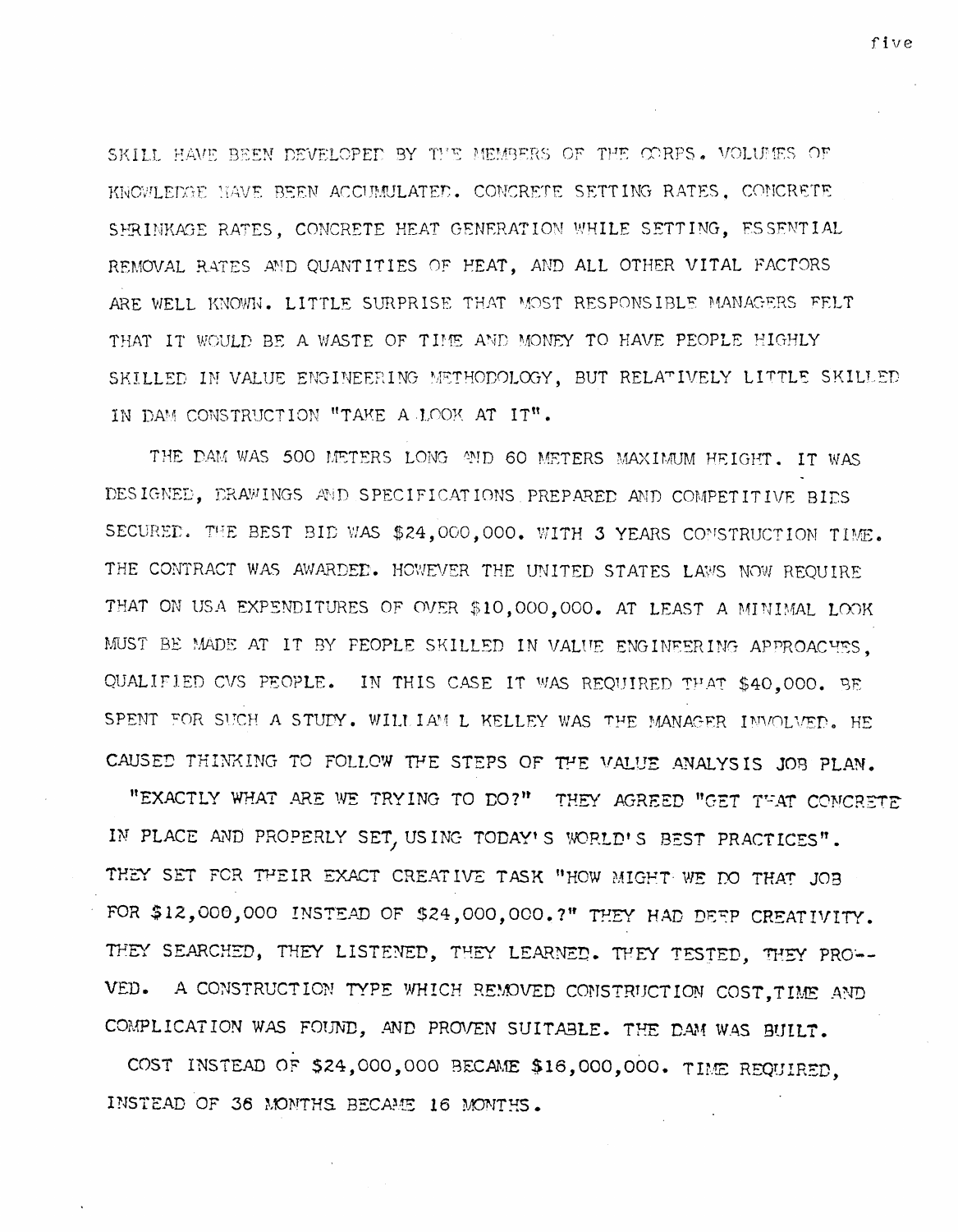SKILL HAVE BEEN DEVELOPED BY THE MEMBERS OF THE CORPS. VOLUMES OF KNOWLEDGE HAVE BEEN ACCUMULATED. CONCRETE SETTING RATES, CONCRETE SHRINKAGE RATES, CONCRETE HEAT GENERATION WHILE SETTING, ESSENTIAL REMOVAL RATES AND QUANTITIES OF HEAT, AND ALL OTHER VITAL FACTORS ARE WELL KNOWN. LITTLE SURPRISE THAT MOST RESPONSIBLE MANAGERS FELT THAT IT WOULD BE A WASTE OF TIME AND MONEY TO HAVE PEOPLE HIGHLY SKILLED IN VALUE ENGINEERING METHODOLOGY, BUT RELATIVELY LITTLE SKILLED IN DAM CONSTRUCTION "TAKE A LOOK AT IT".

THE DAM WAS 500 METERS LONG AND 60 METERS MAXIMUM HEIGHT. IT WAS DESIGNED, DRAWINGS AND SPECIFICATIONS PREPARED AND COMPETITIVE BIDS SECURED. THE BEST BID WAS $24,000,000. WITH 3 YEARS CONSTRUCTION TIME. THE CONTRACT WAS AWARDED. HOWEVER THE UNITED STATES LAWS NOW REQUIRE THAT ON USA EXPENDITURES OF OVER $10,000,000. AT LEAST A MINIMAL LOOK MUST BE MADE AT IT BY PEOPLE SKILLED IN VALUE ENGINEERING APPROACHES, QUALIFIED CVS PEOPLE. IN THIS CASE IT WAS REQUIRED THAT $40,000. BE SPENT FOR SUCH A STUDY. WILLIAM L KELLEY WAS THE MANAGER INVOLVED. HE CAUSED THINKING TO FOLLOW THE STEPS OF THE VALUE ANALYSIS JOB PLAN.

"EXACTLY WHAT ARE WE TRYING TO DO?" THEY AGREED "GET THAT CONCRETE IN PLACE AND PROPERLY SET, USING TODAY'S WORLD'S BEST PRACTICES". THEY SET FOR THEIR EXACT CREATIVE TASK "HOW MIGHT WE DO THAT JOB FOR $12,000,000 INSTEAD OF $24,000,000.?" THEY HAD DEEP CREATIVITY. THEY SEARCHED, THEY LISTENED, THEY LEARNED. THEY TESTED, THEY PROVED. A CONSTRUCTION TYPE WHICH REMOVED CONSTRUCTION COST, TIME AND COMPLICATION WAS FOUND, AND PROVEN SUITABLE. THE DAM WAS BUILT.

COST INSTEAD OF $24,000,000 BECAME $16,000,000. TIME REQUIRED, INSTEAD OF 36 MONTHS BECAME 16 MONTHS.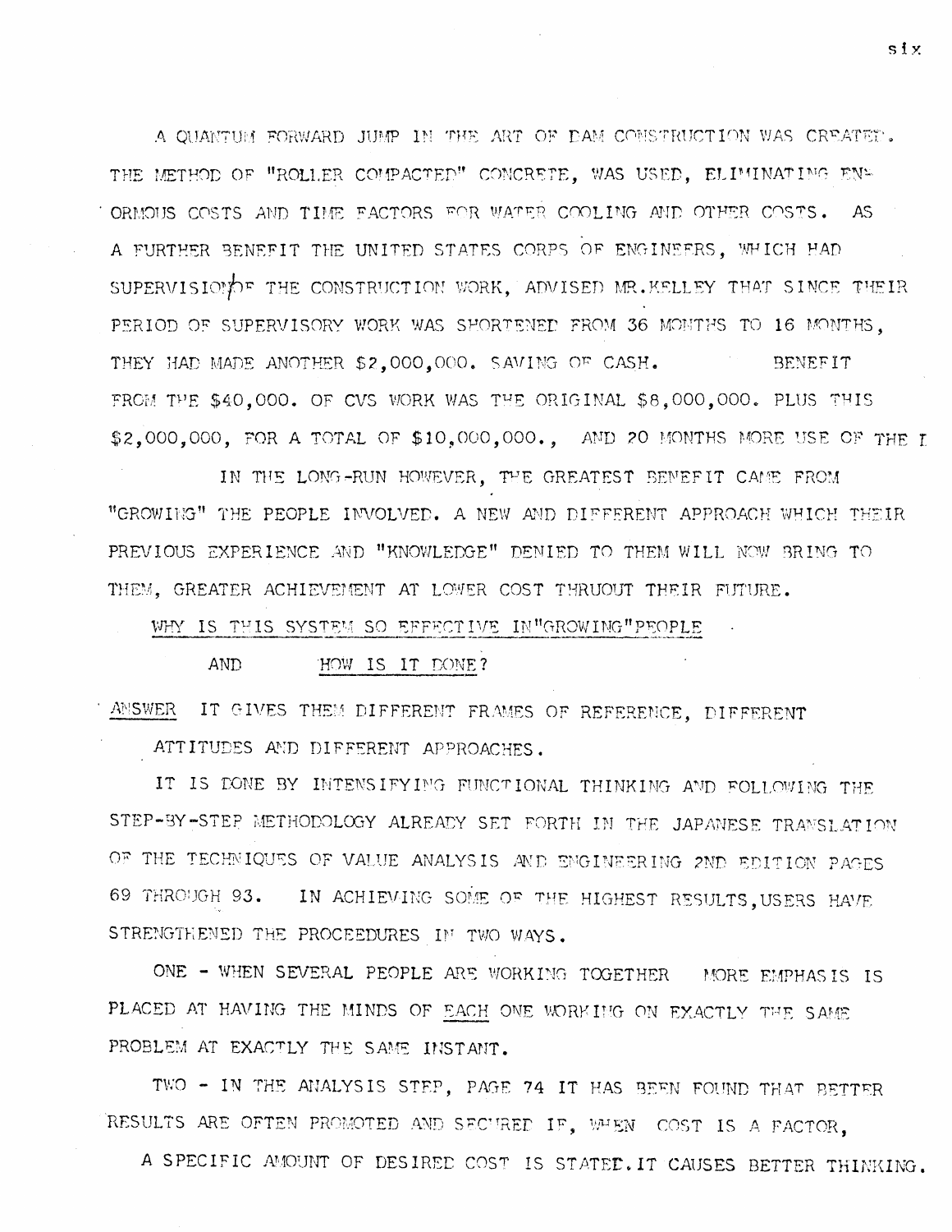A QUANTUM FORWARD JUMP IN THE ART OF DAM CONSTRUCTION WAS CREATED. THE METHOD OF "ROLLER COMPACTED" CONCRETE, WAS USED, ELIMINATING ENORMOUS COSTS AND TIME FACTORS FOR WATER COOLING AND OTHER COSTS. AS A FURTHER BENEFIT THE UNITED STATES CORPS OF ENGINEERS, WHICH HAD SUPERVISION OF THE CONSTRUCTION WORK, ADVISED MR.KELLEY THAT SINCE THEIR PERIOD OF SUPERVISORY WORK WAS SHORTENED FROM 36 MONTHS TO 16 MONTHS, THEY HAD MADE ANOTHER $2,000,000. SAVING OF CASH. BENEFIT FROM THE $40,000. OF CVS WORK WAS THE ORIGINAL $8,000,000. PLUS THIS $2,000,000, FOR A TOTAL OF $10,000,000., AND 20 MONTHS MORE USE OF THE I

IN THE LONG-RUN HOWEVER, THE GREATEST BENEFIT CAME FROM "GROWING" THE PEOPLE INVOLVED. A NEW AND DIFFERENT APPROACH WHICH THEIR PREVIOUS EXPERIENCE AND "KNOWLEDGE" DENIED TO THEM WILL NOW BRING TO THEM, GREATER ACHIEVEMENT AT LOWER COST THRUOUT THEIR FUTURE.

<u>WHY IS THIS SYSTEM SO EFFECTIVE IN"GROWING"PEOPLE</u>

AND <u>HOW IS IT DONE?</u>

<u>ANSWER</u> IT GIVES THEM DIFFERENT FRAMES OF REFERENCE, DIFFERENT ATTITUDES AND DIFFERENT APPROACHES.

IT IS DONE BY INTENSIFYING FUNCTIONAL THINKING AND FOLLOWING THE STEP-BY-STEP METHODOLOGY ALREADY SET FORTH IN THE JAPANESE TRANSLATION OF THE TECHNIQUES OF VALUE ANALYSIS AND ENGINEERING 2ND EDITION PAGES 69 THROUGH 93. IN ACHIEVING SOME OF THE HIGHEST RESULTS,USERS HAVE STRENGTHENED THE PROCEEDURES IN TWO WAYS.

ONE - WHEN SEVERAL PEOPLE ARE WORKING TOGETHER MORE EMPHASIS IS PLACED AT HAVING THE MINDS OF <u>EACH</u> ONE WORKING ON EXACTLY THE SAME PROBLEM AT EXACTLY THE SAME INSTANT.

TWO - IN THE ANALYSIS STEP, PAGE 74 IT HAS BEEN FOUND THAT BETTER RESULTS ARE OFTEN PROMOTED AND SECURED IF, WHEN COST IS A FACTOR, A SPECIFIC AMOUNT OF DESIRED COST IS STATED.IT CAUSES BETTER THINKING.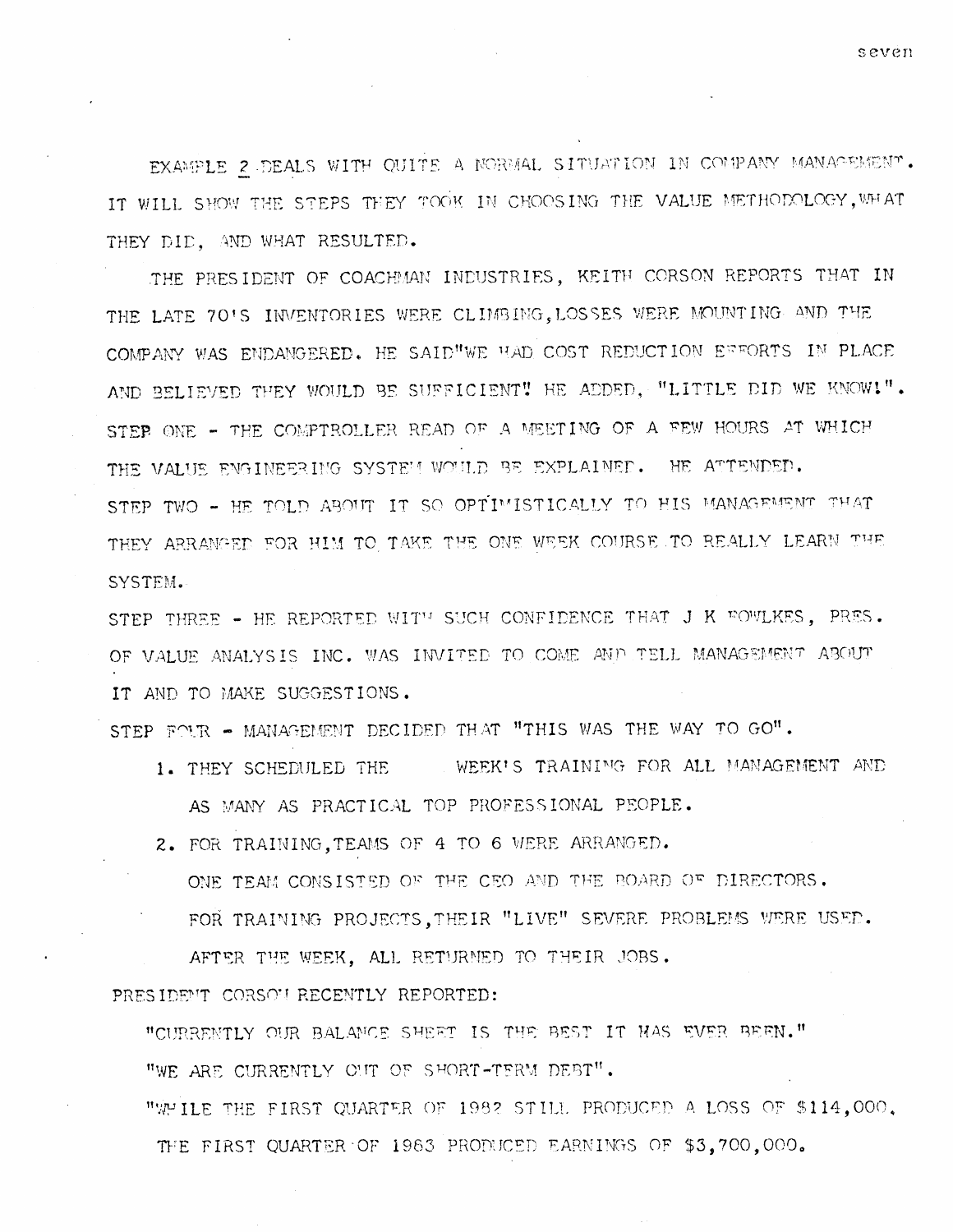EXAMPLE 2 DEALS WITH QUITE A NORMAL SITUATION IN COMPANY MANAGEMENT. IT WILL SHOW THE STEPS THEY TOOK IN CHOOSING THE VALUE METHODOLOGY, WHAT THEY DID, AND WHAT RESULTED.

THE PRESIDENT OF COACHMAN INDUSTRIES, KEITH CORSON REPORTS THAT IN THE LATE 70'S INVENTORIES WERE CLIMBING, LOSSES WERE MOUNTING AND THE COMPANY WAS ENDANGERED. HE SAID "WE HAD COST REDUCTION EFFORTS IN PLACE AND BELIEVED THEY WOULD BE SUFFICIENT" HE ADDED, "LITTLE DID WE KNOW!".

STEP ONE - THE COMPTROLLER READ OF A MEETING OF A FEW HOURS AT WHICH THE VALUE ENGINEERING SYSTEM WOULD BE EXPLAINED. HE ATTENDED.

STEP TWO - HE TOLD ABOUT IT SO OPTIMISTICALLY TO HIS MANAGEMENT THAT THEY ARRANGED FOR HIM TO TAKE THE ONE WEEK COURSE TO REALLY LEARN THE SYSTEM.

STEP THREE - HE REPORTED WITH SUCH CONFIDENCE THAT J K FOWLKES, PRES. OF VALUE ANALYSIS INC. WAS INVITED TO COME AND TELL MANAGEMENT ABOUT IT AND TO MAKE SUGGESTIONS.

STEP FOUR - MANAGEMENT DECIDED THAT "THIS WAS THE WAY TO GO".

1. THEY SCHEDULED THE WEEK'S TRAINING FOR ALL MANAGEMENT AND AS MANY AS PRACTICAL TOP PROFESSIONAL PEOPLE.
2. FOR TRAINING, TEAMS OF 4 TO 6 WERE ARRANGED.
   ONE TEAM CONSISTED OF THE CEO AND THE BOARD OF DIRECTORS.
   FOR TRAINING PROJECTS, THEIR "LIVE" SEVERE PROBLEMS WERE USED.
   AFTER THE WEEK, ALL RETURNED TO THEIR JOBS.

PRESIDENT CORSON RECENTLY REPORTED:

"CURRENTLY OUR BALANCE SHEET IS THE BEST IT HAS EVER BEEN."

"WE ARE CURRENTLY OUT OF SHORT-TERM DEBT".

"WHILE THE FIRST QUARTER OF 1982 STILL PRODUCED A LOSS OF $114,000, THE FIRST QUARTER OF 1983 PRODUCED EARNINGS OF $3,700,000.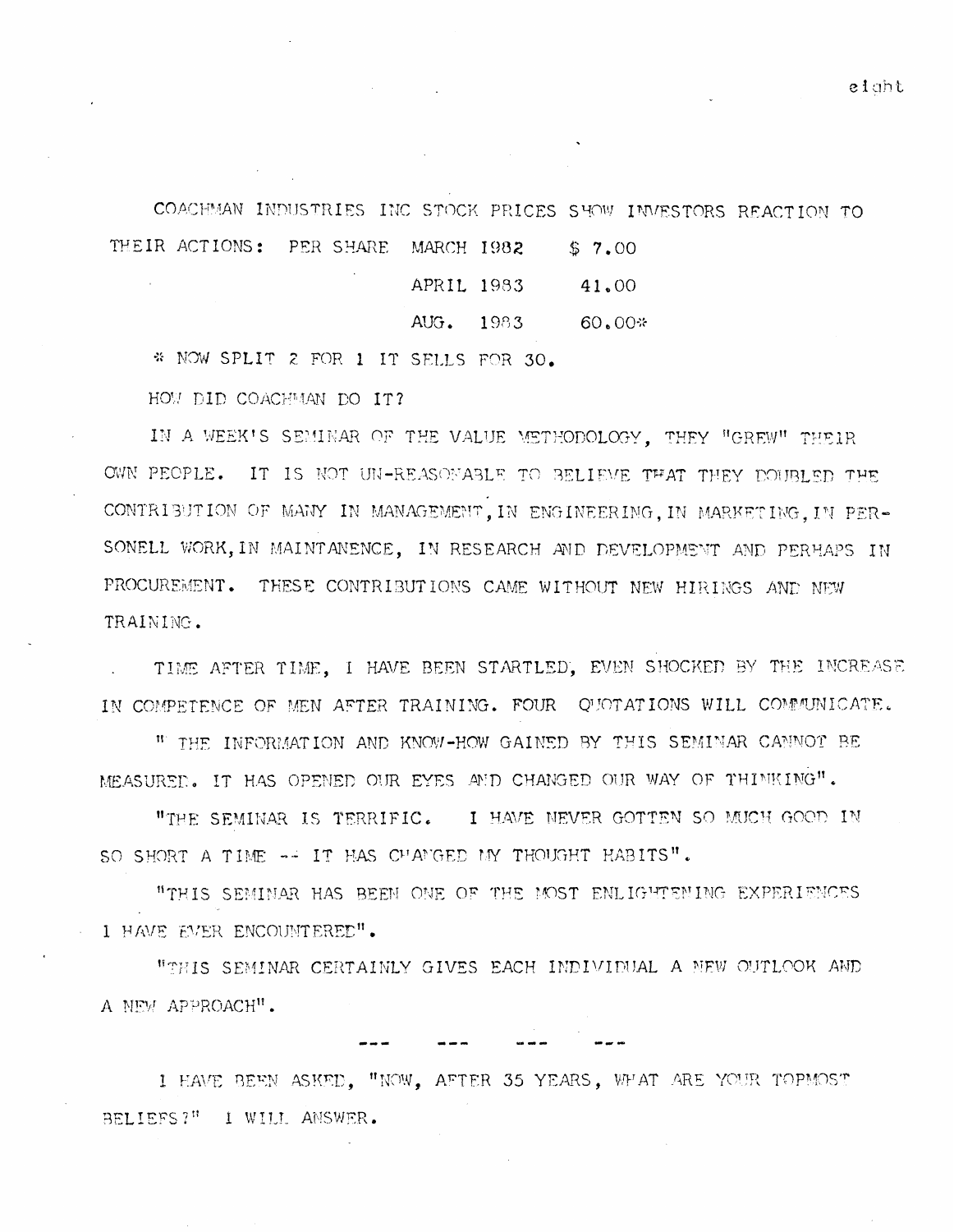COACHMAN INDUSTRIES INC STOCK PRICES SHOW INVESTORS REACTION TO THEIR ACTIONS: PER SHARE

| | |
|---|---|
| MARCH 1982 | $ 7.00 |
| APRIL 1983 | 41.00 |
| AUG. 1983 | 60.00* |

* NOW SPLIT 2 FOR 1 IT SELLS FOR 30.

HOW DID COACHMAN DO IT?

IN A WEEK'S SEMINAR OF THE VALUE METHODOLOGY, THEY "GREW" THEIR OWN PEOPLE. IT IS NOT UN-REASONABLE TO BELIEVE THAT THEY DOUBLED THE CONTRIBUTION OF MANY IN MANAGEMENT, IN ENGINEERING, IN MARKETING, IN PERSONELL WORK, IN MAINTANENCE, IN RESEARCH AND DEVELOPMENT AND PERHAPS IN PROCUREMENT. THESE CONTRIBUTIONS CAME WITHOUT NEW HIRINGS AND NEW TRAINING.

TIME AFTER TIME, I HAVE BEEN STARTLED, EVEN SHOCKED BY THE INCREASE IN COMPETENCE OF MEN AFTER TRAINING. FOUR QUOTATIONS WILL COMMUNICATE.

" THE INFORMATION AND KNOW-HOW GAINED BY THIS SEMINAR CANNOT BE MEASURED. IT HAS OPENED OUR EYES AND CHANGED OUR WAY OF THINKING".

"THE SEMINAR IS TERRIFIC. I HAVE NEVER GOTTEN SO MUCH GOOD IN SO SHORT A TIME -- IT HAS CHANGED MY THOUGHT HABITS".

"THIS SEMINAR HAS BEEN ONE OF THE MOST ENLIGHTENING EXPERIENCES I HAVE EVER ENCOUNTERED".

"THIS SEMINAR CERTAINLY GIVES EACH INDIVIDUAL A NEW OUTLOOK AND A NEW APPROACH".

--- --- --- ---

I HAVE BEEN ASKED, "NOW, AFTER 35 YEARS, WHAT ARE YOUR TOPMOST BELIEFS?" I WILL ANSWER.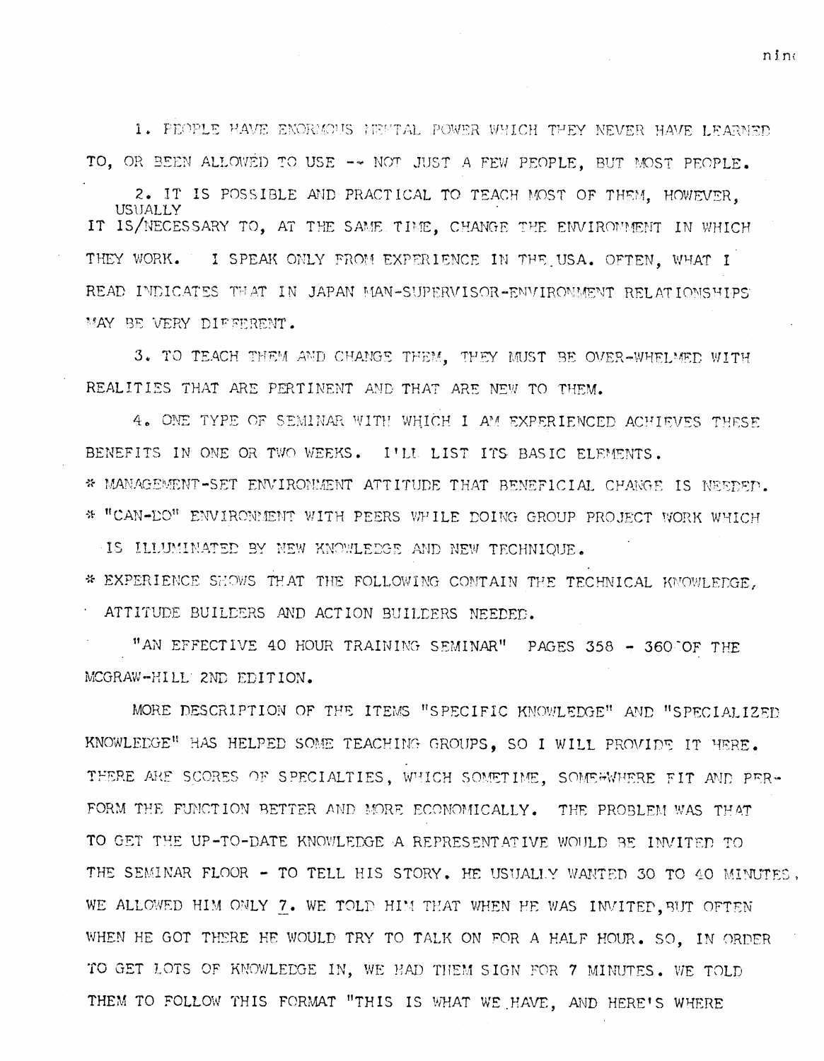1. PEOPLE HAVE ENORMOUS MENTAL POWER WHICH THEY NEVER HAVE LEARNED TO, OR BEEN ALLOWED TO USE -- NOT JUST A FEW PEOPLE, BUT MOST PEOPLE.

2. IT IS POSSIBLE AND PRACTICAL TO TEACH MOST OF THEM, HOWEVER, IT IS USUALLY NECESSARY TO, AT THE SAME TIME, CHANGE THE ENVIRONMENT IN WHICH THEY WORK. I SPEAK ONLY FROM EXPERIENCE IN THE USA. OFTEN, WHAT I READ INDICATES THAT IN JAPAN MAN-SUPERVISOR-ENVIRONMENT RELATIONSHIPS MAY BE VERY DIFFERENT.

3. TO TEACH THEM AND CHANGE THEM, THEY MUST BE OVER-WHELMED WITH REALITIES THAT ARE PERTINENT AND THAT ARE NEW TO THEM.

4. ONE TYPE OF SEMINAR WITH WHICH I AM EXPERIENCED ACHIEVES THESE BENEFITS IN ONE OR TWO WEEKS. I'LL LIST ITS BASIC ELEMENTS.

* MANAGEMENT-SET ENVIRONMENT ATTITUDE THAT BENEFICIAL CHANGE IS NEEDED.
* "CAN-DO" ENVIRONMENT WITH PEERS WHILE DOING GROUP PROJECT WORK WHICH IS ILLUMINATED BY NEW KNOWLEDGE AND NEW TECHNIQUE.
* EXPERIENCE SHOWS THAT THE FOLLOWING CONTAIN THE TECHNICAL KNOWLEDGE, ATTITUDE BUILDERS AND ACTION BUILDERS NEEDED.

"AN EFFECTIVE 40 HOUR TRAINING SEMINAR" PAGES 358 - 360 OF THE MCGRAW-HILL 2ND EDITION.

MORE DESCRIPTION OF THE ITEMS "SPECIFIC KNOWLEDGE" AND "SPECIALIZED KNOWLEDGE" HAS HELPED SOME TEACHING GROUPS, SO I WILL PROVIDE IT HERE. THERE ARE SCORES OF SPECIALTIES, WHICH SOMETIME, SOME-WHERE FIT AND PERFORM THE FUNCTION BETTER AND MORE ECONOMICALLY. THE PROBLEM WAS THAT TO GET THE UP-TO-DATE KNOWLEDGE A REPRESENTATIVE WOULD BE INVITED TO THE SEMINAR FLOOR - TO TELL HIS STORY. HE USUALLY WANTED 30 TO 40 MINUTES. WE ALLOWED HIM ONLY 7. WE TOLD HIM THAT WHEN HE WAS INVITED, BUT OFTEN WHEN HE GOT THERE HE WOULD TRY TO TALK ON FOR A HALF HOUR. SO, IN ORDER TO GET LOTS OF KNOWLEDGE IN, WE HAD THEM SIGN FOR 7 MINUTES. WE TOLD THEM TO FOLLOW THIS FORMAT "THIS IS WHAT WE HAVE, AND HERE'S WHERE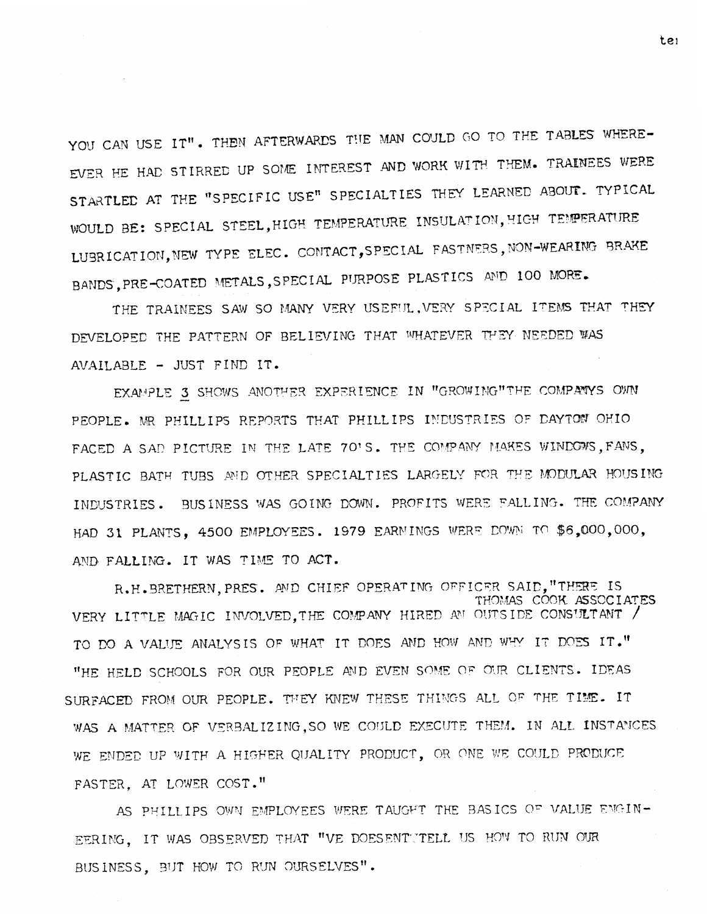YOU CAN USE IT". THEN AFTERWARDS THE MAN COULD GO TO THE TABLES WHERE-EVER HE HAD STIRRED UP SOME INTEREST AND WORK WITH THEM. TRAINEES WERE STARTLED AT THE "SPECIFIC USE" SPECIALTIES THEY LEARNED ABOUT. TYPICAL WOULD BE: SPECIAL STEEL,HIGH TEMPERATURE INSULATION,HIGH TEMPERATURE LUBRICATION,NEW TYPE ELEC. CONTACT,SPECIAL FASTNERS,NON-WEARING BRAKE BANDS,PRE-COATED METALS,SPECIAL PURPOSE PLASTICS AND 100 MORE.

THE TRAINEES SAW SO MANY VERY USEFUL,VERY SPECIAL ITEMS THAT THEY DEVELOPED THE PATTERN OF BELIEVING THAT WHATEVER THEY NEEDED WAS AVAILABLE - JUST FIND IT.

EXAMPLE 3 SHOWS ANOTHER EXPERIENCE IN "GROWING"THE COMPANYS OWN PEOPLE. MR PHILLIPS REPORTS THAT PHILLIPS INDUSTRIES OF DAYTON OHIO FACED A SAD PICTURE IN THE LATE 70'S. THE COMPANY MAKES WINDOWS,FANS, PLASTIC BATH TUBS AND OTHER SPECIALTIES LARGELY FOR THE MODULAR HOUSING INDUSTRIES. BUSINESS WAS GOING DOWN. PROFITS WERE FALLING. THE COMPANY HAD 31 PLANTS, 4500 EMPLOYEES. 1979 EARNINGS WERE DOWN TO $6,000,000, AND FALLING. IT WAS TIME TO ACT.

R.H.BRETHERN,PRES. AND CHIEF OPERATING OFFICER SAID,"THERE IS VERY LITTLE MAGIC INVOLVED,THE COMPANY HIRED AN OUTSIDE CONSULTANT / THOMAS COOK ASSOCIATES TO DO A VALUE ANALYSIS OF WHAT IT DOES AND HOW AND WHY IT DOES IT." "HE HELD SCHOOLS FOR OUR PEOPLE AND EVEN SOME OF OUR CLIENTS. IDEAS SURFACED FROM OUR PEOPLE. THEY KNEW THESE THINGS ALL OF THE TIME. IT WAS A MATTER OF VERBALIZING,SO WE COULD EXECUTE THEM. IN ALL INSTANCES WE ENDED UP WITH A HIGHER QUALITY PRODUCT, OR ONE WE COULD PRODUCE FASTER, AT LOWER COST."

AS PHILLIPS OWN EMPLOYEES WERE TAUGHT THE BASICS OF VALUE ENGIN-EERING, IT WAS OBSERVED THAT "VE DOESENT TELL US HOW TO RUN OUR BUSINESS, BUT HOW TO RUN OURSELVES".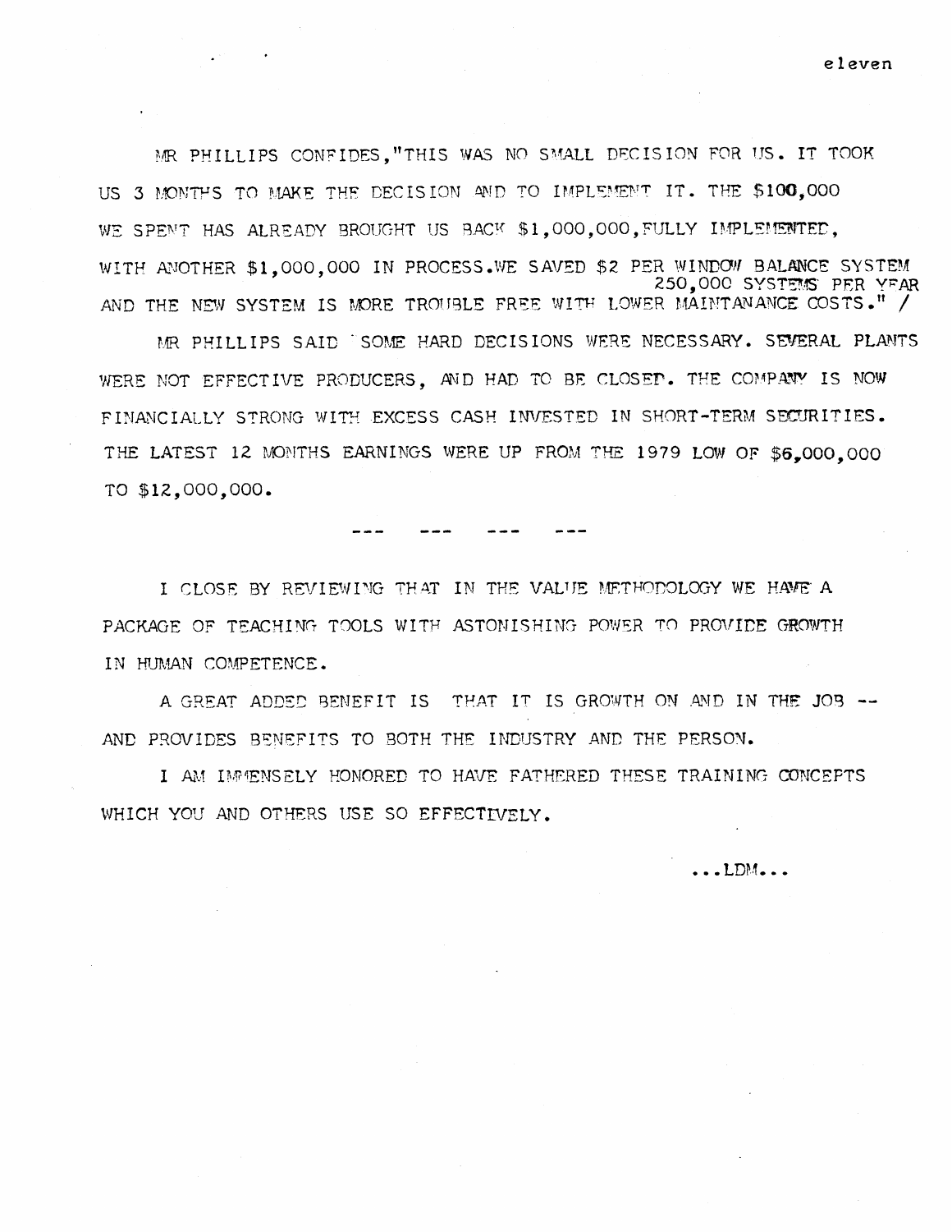MR PHILLIPS CONFIDES,"THIS WAS NO SMALL DECISION FOR US. IT TOOK US 3 MONTHS TO MAKE THE DECISION AND TO IMPLEMENT IT. THE $100,000 WE SPENT HAS ALREADY BROUGHT US BACK $1,000,000,FULLY IMPLEMENTED, WITH ANOTHER $1,000,000 IN PROCESS.WE SAVED $2 PER WINDOW BALANCE SYSTEM 250,000 SYSTEMS PER YEAR AND THE NEW SYSTEM IS MORE TROUBLE FREE WITH LOWER MAINTANANCE COSTS." /

MR PHILLIPS SAID SOME HARD DECISIONS WERE NECESSARY. SEVERAL PLANTS WERE NOT EFFECTIVE PRODUCERS, AND HAD TO BE CLOSED. THE COMPANY IS NOW FINANCIALLY STRONG WITH EXCESS CASH INVESTED IN SHORT-TERM SECURITIES. THE LATEST 12 MONTHS EARNINGS WERE UP FROM THE 1979 LOW OF $6,000,000 TO $12,000,000.

--- --- --- ---

I CLOSE BY REVIEWING THAT IN THE VALUE METHODOLOGY WE HAVE A PACKAGE OF TEACHING TOOLS WITH ASTONISHING POWER TO PROVIDE GROWTH IN HUMAN COMPETENCE.

A GREAT ADDED BENEFIT IS THAT IT IS GROWTH ON AND IN THE JOB -- AND PROVIDES BENEFITS TO BOTH THE INDUSTRY AND THE PERSON.

I AM IMMENSELY HONORED TO HAVE FATHERED THESE TRAINING CONCEPTS WHICH YOU AND OTHERS USE SO EFFECTIVELY.

...LDM...